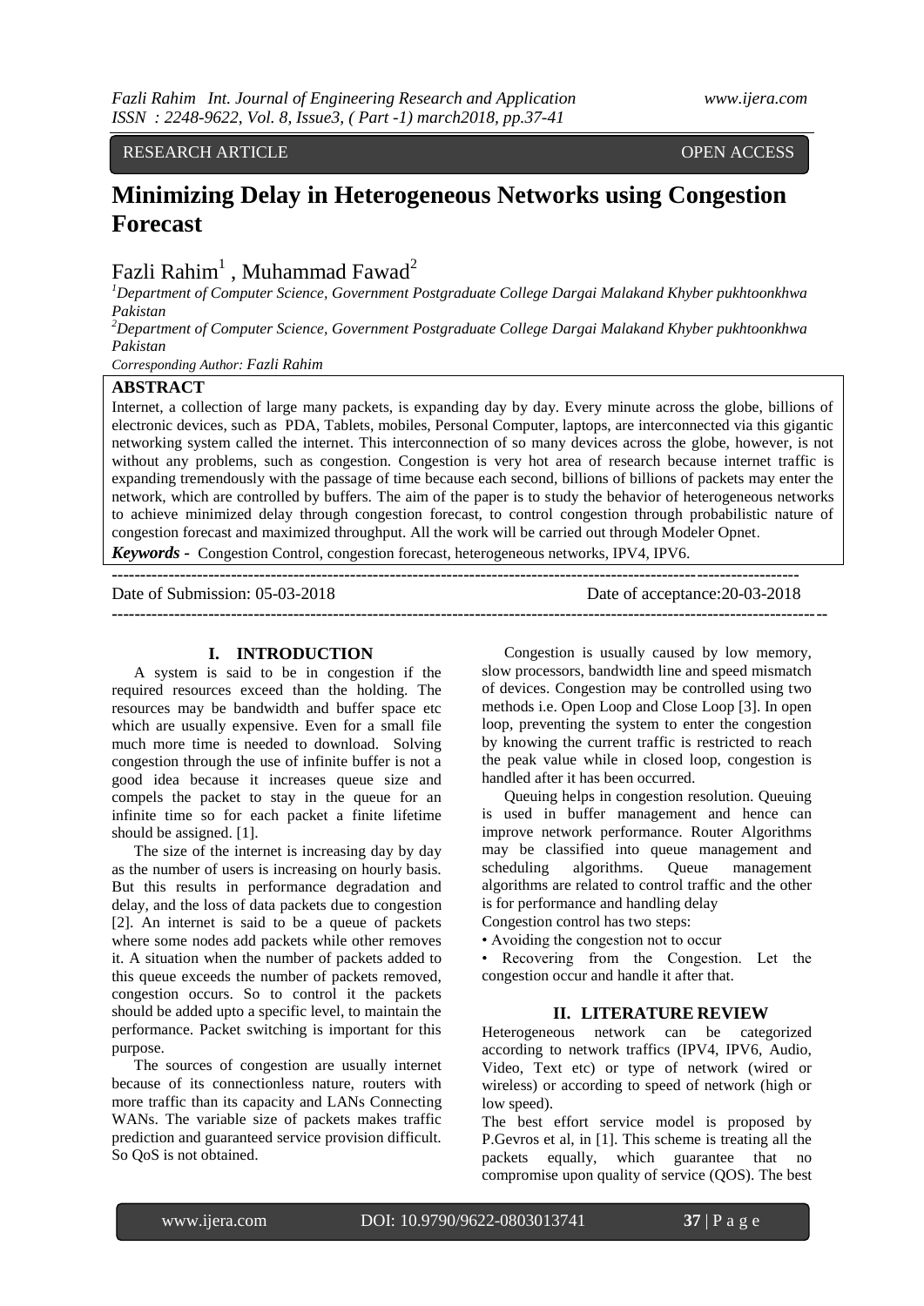RESEARCH ARTICLE OPEN ACCESS

# Minimizing Delay in Heterogeneous Networks using Congestion Forecast

Fazli Rahim[1] , Muhammad Fawad[2]

[1]Department of Computer Science, Government Postgraduate College Dargai Malakand Khyber pukhtoonkhwa Pakistan

[2]Department of Computer Science, Government Postgraduate College Dargai Malakand Khyber pukhtoonkhwa Pakistan

*Corresponding Author: Fazli Rahim*

## ABSTRACT

Internet, a collection of large many packets, is expanding day by day. Every minute across the globe, billions of electronic devices, such as PDA, Tablets, mobiles, Personal Computer, laptops, are interconnected via this gigantic networking system called the internet. This interconnection of so many devices across the globe, however, is not without any problems, such as congestion. Congestion is very hot area of research because internet traffic is expanding tremendously with the passage of time because each second, billions of billions of packets may enter the network, which are controlled by buffers. The aim of the paper is to study the behavior of heterogeneous networks to achieve minimized delay through congestion forecast, to control congestion through probabilistic nature of congestion forecast and maximized throughput. All the work will be carried out through Modeler Opnet.

***Keywords -*** Congestion Control, congestion forecast, heterogeneous networks, IPV4, IPV6.

---

Date of Submission: 05-03-2018 Date of acceptance:20-03-2018

---

## I. INTRODUCTION

A system is said to be in congestion if the required resources exceed than the holding. The resources may be bandwidth and buffer space etc which are usually expensive. Even for a small file much more time is needed to download. Solving congestion through the use of infinite buffer is not a good idea because it increases queue size and compels the packet to stay in the queue for an infinite time so for each packet a finite lifetime should be assigned. [1].

The size of the internet is increasing day by day as the number of users is increasing on hourly basis. But this results in performance degradation and delay, and the loss of data packets due to congestion [2]. An internet is said to be a queue of packets where some nodes add packets while other removes it. A situation when the number of packets added to this queue exceeds the number of packets removed, congestion occurs. So to control it the packets should be added upto a specific level, to maintain the performance. Packet switching is important for this purpose.

The sources of congestion are usually internet because of its connectionless nature, routers with more traffic than its capacity and LANs Connecting WANs. The variable size of packets makes traffic prediction and guaranteed service provision difficult. So QoS is not obtained.

Congestion is usually caused by low memory, slow processors, bandwidth line and speed mismatch of devices. Congestion may be controlled using two methods i.e. Open Loop and Close Loop [3]. In open loop, preventing the system to enter the congestion by knowing the current traffic is restricted to reach the peak value while in closed loop, congestion is handled after it has been occurred.

Queuing helps in congestion resolution. Queuing is used in buffer management and hence can improve network performance. Router Algorithms may be classified into queue management and scheduling algorithms. Queue management algorithms are related to control traffic and the other is for performance and handling delay

Congestion control has two steps:

- Avoiding the congestion not to occur
- Recovering from the Congestion. Let the congestion occur and handle it after that.

## II. LITERATURE REVIEW

Heterogeneous network can be categorized according to network traffics (IPV4, IPV6, Audio, Video, Text etc) or type of network (wired or wireless) or according to speed of network (high or low speed).

The best effort service model is proposed by P.Gevros et al, in [1]. This scheme is treating all the packets equally, which guarantee that no compromise upon quality of service (QOS). The best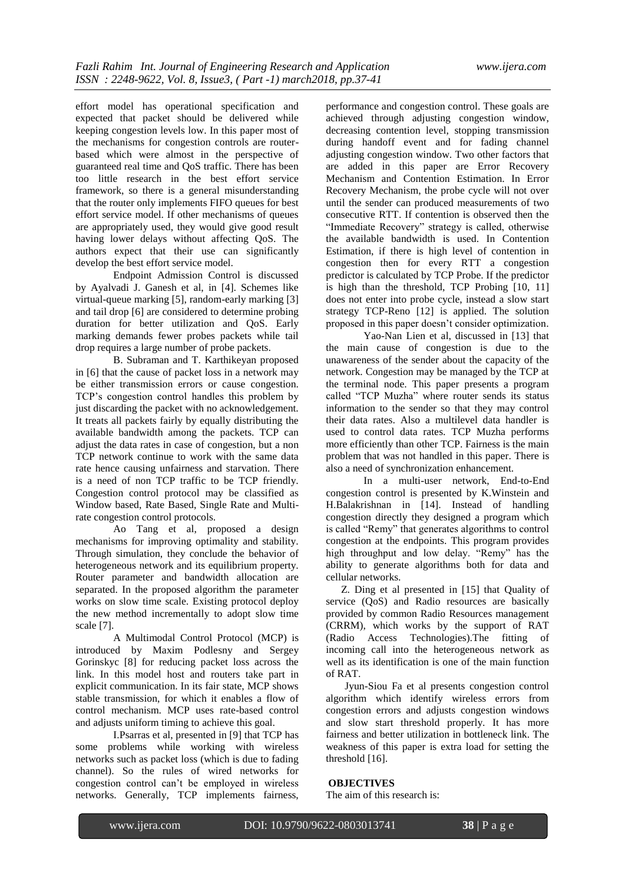effort model has operational specification and expected that packet should be delivered while keeping congestion levels low. In this paper most of the mechanisms for congestion controls are router-based which were almost in the perspective of guaranteed real time and QoS traffic. There has been too little research in the best effort service framework, so there is a general misunderstanding that the router only implements FIFO queues for best effort service model. If other mechanisms of queues are appropriately used, they would give good result having lower delays without affecting QoS. The authors expect that their use can significantly develop the best effort service model.

Endpoint Admission Control is discussed by Ayalvadi J. Ganesh et al, in [4]. Schemes like virtual-queue marking [5], random-early marking [3] and tail drop [6] are considered to determine probing duration for better utilization and QoS. Early marking demands fewer probes packets while tail drop requires a large number of probe packets.

B. Subraman and T. Karthikeyan proposed in [6] that the cause of packet loss in a network may be either transmission errors or cause congestion. TCP's congestion control handles this problem by just discarding the packet with no acknowledgement. It treats all packets fairly by equally distributing the available bandwidth among the packets. TCP can adjust the data rates in case of congestion, but a non TCP network continue to work with the same data rate hence causing unfairness and starvation. There is a need of non TCP traffic to be TCP friendly. Congestion control protocol may be classified as Window based, Rate Based, Single Rate and Multi-rate congestion control protocols.

Ao Tang et al, proposed a design mechanisms for improving optimality and stability. Through simulation, they conclude the behavior of heterogeneous network and its equilibrium property. Router parameter and bandwidth allocation are separated. In the proposed algorithm the parameter works on slow time scale. Existing protocol deploy the new method incrementally to adopt slow time scale [7].

A Multimodal Control Protocol (MCP) is introduced by Maxim Podlesny and Sergey Gorinskyc [8] for reducing packet loss across the link. In this model host and routers take part in explicit communication. In its fair state, MCP shows stable transmission, for which it enables a flow of control mechanism. MCP uses rate-based control and adjusts uniform timing to achieve this goal.

I.Psarras et al, presented in [9] that TCP has some problems while working with wireless networks such as packet loss (which is due to fading channel). So the rules of wired networks for congestion control can't be employed in wireless networks. Generally, TCP implements fairness, performance and congestion control. These goals are achieved through adjusting congestion window, decreasing contention level, stopping transmission during handoff event and for fading channel adjusting congestion window. Two other factors that are added in this paper are Error Recovery Mechanism and Contention Estimation. In Error Recovery Mechanism, the probe cycle will not over until the sender can produced measurements of two consecutive RTT. If contention is observed then the "Immediate Recovery" strategy is called, otherwise the available bandwidth is used. In Contention Estimation, if there is high level of contention in congestion then for every RTT a congestion predictor is calculated by TCP Probe. If the predictor is high than the threshold, TCP Probing [10, 11] does not enter into probe cycle, instead a slow start strategy TCP-Reno [12] is applied. The solution proposed in this paper doesn't consider optimization.

Yao-Nan Lien et al, discussed in [13] that the main cause of congestion is due to the unawareness of the sender about the capacity of the network. Congestion may be managed by the TCP at the terminal node. This paper presents a program called "TCP Muzha" where router sends its status information to the sender so that they may control their data rates. Also a multilevel data handler is used to control data rates. TCP Muzha performs more efficiently than other TCP. Fairness is the main problem that was not handled in this paper. There is also a need of synchronization enhancement.

In a multi-user network, End-to-End congestion control is presented by K.Winstein and H.Balakrishnan in [14]. Instead of handling congestion directly they designed a program which is called "Remy" that generates algorithms to control congestion at the endpoints. This program provides high throughput and low delay. "Remy" has the ability to generate algorithms both for data and cellular networks.

Z. Ding et al presented in [15] that Quality of service (QoS) and Radio resources are basically provided by common Radio Resources management (CRRM), which works by the support of RAT (Radio Access Technologies).The fitting of incoming call into the heterogeneous network as well as its identification is one of the main function of RAT.

Jyun-Siou Fa et al presents congestion control algorithm which identify wireless errors from congestion errors and adjusts congestion windows and slow start threshold properly. It has more fairness and better utilization in bottleneck link. The weakness of this paper is extra load for setting the threshold [16].

**OBJECTIVES**

The aim of this research is: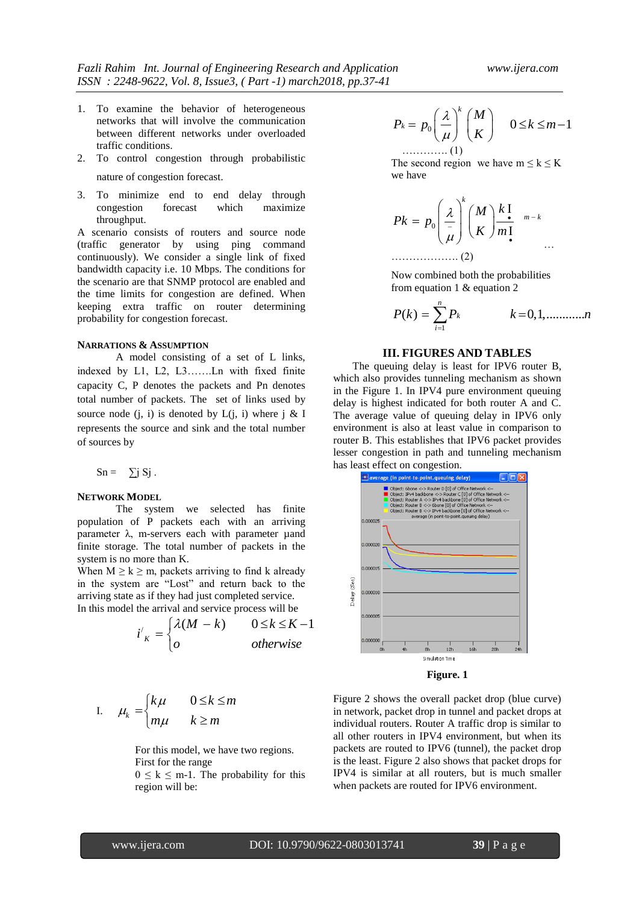1. To examine the behavior of heterogeneous networks that will involve the communication between different networks under overloaded traffic conditions.
2. To control congestion through probabilistic nature of congestion forecast.
3. To minimize end to end delay through congestion forecast which maximize throughput.

A scenario consists of routers and source node (traffic generator by using ping command continuously). We consider a single link of fixed bandwidth capacity i.e. 10 Mbps. The conditions for the scenario are that SNMP protocol are enabled and the time limits for congestion are defined. When keeping extra traffic on router determining probability for congestion forecast.

### NARRATIONS & ASSUMPTION

A model consisting of a set of L links, indexed by L1, L2, L3…….Ln with fixed finite capacity C, P denotes the packets and Pn denotes total number of packets. The set of links used by source node (j, i) is denoted by L(j, i) where j & I represents the source and sink and the total number of sources by

$$Sn = \sum j \; Sj .$$

### NETWORK MODEL

The system we selected has finite population of P packets each with an arriving parameter λ, m-servers each with parameter µand finite storage. The total number of packets in the system is no more than K.

When M ≥ k ≥ m, packets arriving to find k already in the system are "Lost" and return back to the arriving state as if they had just completed service.

In this model the arrival and service process will be

$$i'_K = \begin{cases} \lambda(M-k) & 0 \le k \le K-1 \\ o & otherwise \end{cases}$$

I. $$\mu_k = \begin{cases} k\mu & 0 \le k \le m \\ m\mu & k \ge m \end{cases}$$

For this model, we have two regions.
First for the range
0 ≤ k ≤ m-1. The probability for this region will be:

$$P_k = p_0 \left(\frac{\lambda}{\mu}\right)^k \binom{M}{K} \qquad 0 \le k \le m-1$$

………… (1)

The second region we have m ≤ k ≤ K we have

$$Pk = p_0 \left(\frac{\lambda}{\mu}\right)^k \binom{M}{K} \frac{k!}{m!}^{m-k} \qquad \ldots$$

……………… (2)

Now combined both the probabilities from equation 1 & equation 2

$$P(k) = \sum_{i=1}^{n} P_k \qquad k = 0, 1, \ldots\ldots\ldots\ldots n$$

## III. FIGURES AND TABLES

The queuing delay is least for IPV6 router B, which also provides tunneling mechanism as shown in the Figure 1. In IPV4 pure environment queuing delay is highest indicated for both router A and C. The average value of queuing delay in IPV6 only environment is also at least value in comparison to router B. This establishes that IPV6 packet provides lesser congestion in path and tunneling mechanism has least effect on congestion.

**Figure. 1**

Figure 2 shows the overall packet drop (blue curve) in network, packet drop in tunnel and packet drops at individual routers. Router A traffic drop is similar to all other routers in IPV4 environment, but when its packets are routed to IPV6 (tunnel), the packet drop is the least. Figure 2 also shows that packet drops for IPV4 is similar at all routers, but is much smaller when packets are routed for IPV6 environment.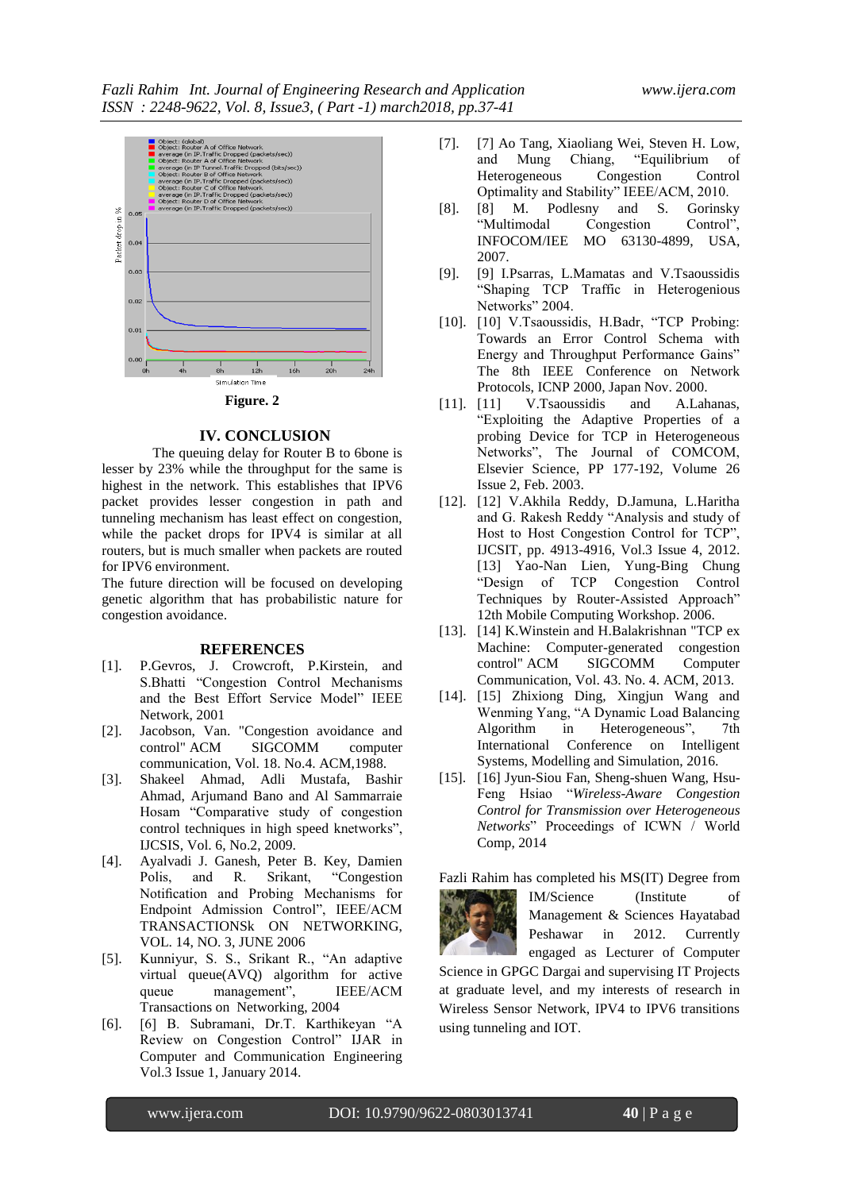Figure. 2

## IV. CONCLUSION

The queuing delay for Router B to 6bone is lesser by 23% while the throughput for the same is highest in the network. This establishes that IPV6 packet provides lesser congestion in path and tunneling mechanism has least effect on congestion, while the packet drops for IPV4 is similar at all routers, but is much smaller when packets are routed for IPV6 environment.

The future direction will be focused on developing genetic algorithm that has probabilistic nature for congestion avoidance.

## REFERENCES

[1]. P.Gevros, J. Crowcroft, P.Kirstein, and S.Bhatti "Congestion Control Mechanisms and the Best Effort Service Model" IEEE Network, 2001

[2]. Jacobson, Van. "Congestion avoidance and control" ACM SIGCOMM computer communication, Vol. 18. No.4. ACM,1988.

[3]. Shakeel Ahmad, Adli Mustafa, Bashir Ahmad, Arjumand Bano and Al Sammarraie Hosam "Comparative study of congestion control techniques in high speed knetworks", IJCSIS, Vol. 6, No.2, 2009.

[4]. Ayalvadi J. Ganesh, Peter B. Key, Damien Polis, and R. Srikant, "Congestion Notification and Probing Mechanisms for Endpoint Admission Control", IEEE/ACM TRANSACTIONSk ON NETWORKING, VOL. 14, NO. 3, JUNE 2006

[5]. Kunniyur, S. S., Srikant R., "An adaptive virtual queue(AVQ) algorithm for active queue management", IEEE/ACM Transactions on Networking, 2004

[6]. [6] B. Subramani, Dr.T. Karthikeyan "A Review on Congestion Control" IJAR in Computer and Communication Engineering Vol.3 Issue 1, January 2014.

[7]. [7] Ao Tang, Xiaoliang Wei, Steven H. Low, and Mung Chiang, "Equilibrium of Heterogeneous Congestion Control Optimality and Stability" IEEE/ACM, 2010.

[8]. [8] M. Podlesny and S. Gorinsky "Multimodal Congestion Control", INFOCOM/IEEE MO 63130-4899, USA, 2007.

[9]. [9] I.Psarras, L.Mamatas and V.Tsaoussidis "Shaping TCP Traffic in Heterogenious Networks" 2004.

[10]. [10] V.Tsaoussidis, H.Badr, "TCP Probing: Towards an Error Control Schema with Energy and Throughput Performance Gains" The 8th IEEE Conference on Network Protocols, ICNP 2000, Japan Nov. 2000.

[11]. [11] V.Tsaoussidis and A.Lahanas, "Exploiting the Adaptive Properties of a probing Device for TCP in Heterogeneous Networks", The Journal of COMCOM, Elsevier Science, PP 177-192, Volume 26 Issue 2, Feb. 2003.

[12]. [12] V.Akhila Reddy, D.Jamuna, L.Haritha and G. Rakesh Reddy "Analysis and study of Host to Host Congestion Control for TCP", IJCSIT, pp. 4913-4916, Vol.3 Issue 4, 2012. [13] Yao-Nan Lien, Yung-Bing Chung "Design of TCP Congestion Control Techniques by Router-Assisted Approach" 12th Mobile Computing Workshop. 2006.

[13]. [14] K.Winstein and H.Balakrishnan "TCP ex Machine: Computer-generated congestion control" ACM SIGCOMM Computer Communication, Vol. 43. No. 4. ACM, 2013.

[14]. [15] Zhixiong Ding, Xingjun Wang and Wenming Yang, "A Dynamic Load Balancing Algorithm in Heterogeneous", 7th International Conference on Intelligent Systems, Modelling and Simulation, 2016.

[15]. [16] Jyun-Siou Fan, Sheng-shuen Wang, Hsu-Feng Hsiao "*Wireless-Aware Congestion Control for Transmission over Heterogeneous Networks*" Proceedings of ICWN / World Comp, 2014

Fazli Rahim has completed his MS(IT) Degree from IM/Science (Institute of Management & Sciences Hayatabad Peshawar in 2012. Currently engaged as Lecturer of Computer Science in GPGC Dargai and supervising IT Projects at graduate level, and my interests of research in Wireless Sensor Network, IPV4 to IPV6 transitions using tunneling and IOT.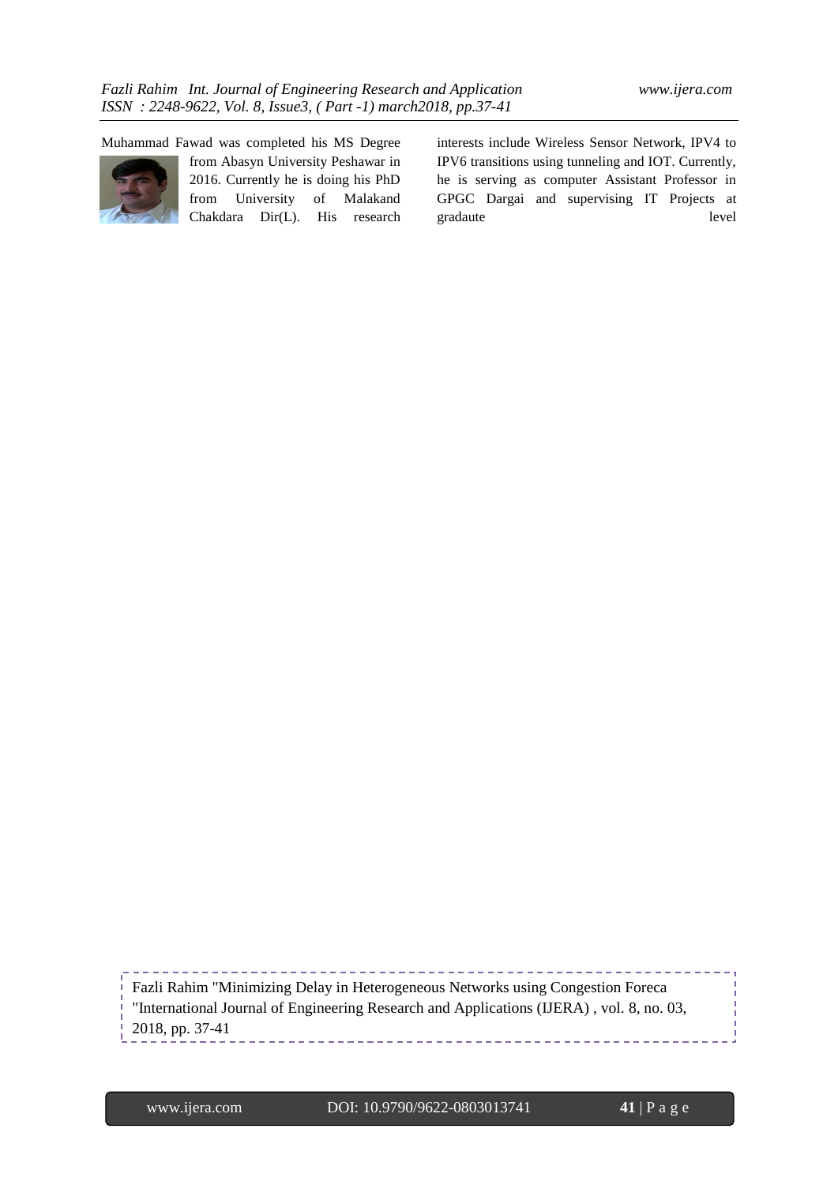Muhammad Fawad was completed his MS Degree from Abasyn University Peshawar in 2016. Currently he is doing his PhD from University of Malakand Chakdara Dir(L). His research interests include Wireless Sensor Network, IPV4 to IPV6 transitions using tunneling and IOT. Currently, he is serving as computer Assistant Professor in GPGC Dargai and supervising IT Projects at gradaute level

Fazli Rahim "Minimizing Delay in Heterogeneous Networks using Congestion Foreca "International Journal of Engineering Research and Applications (IJERA) , vol. 8, no. 03, 2018, pp. 37-41